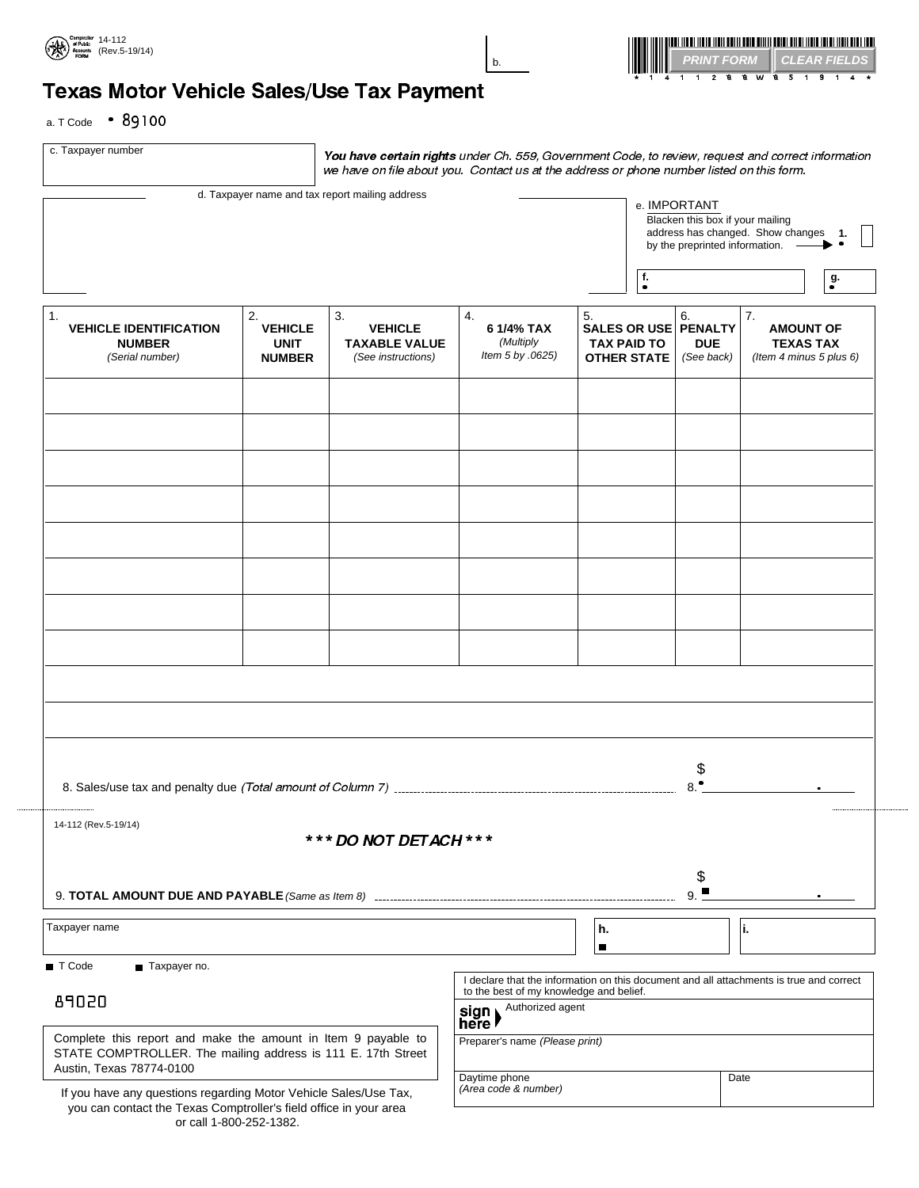14-112 (Rev.5-19/14)

b.

PRINT FORM | CLEAR FIELDS

# Texas Motor Vehicle Sales/Use Tax Payment

a. T Code • 89100

c. Taxpayer number

***You have certain rights*** *under Ch. 559, Government Code, to review, request and correct information we have on file about you. Contact us at the address or phone number listed on this form.*

d. Taxpayer name and tax report mailing address

e. IMPORTANT
Blacken this box if your mailing address has changed. Show changes by the preprinted information. 1. •

f. •

g. •

| 1. VEHICLE IDENTIFICATION NUMBER *(Serial number)* | 2. VEHICLE UNIT NUMBER | 3. VEHICLE TAXABLE VALUE *(See instructions)* | 4. 6 1/4% TAX *(Multiply Item 5 by .0625)* | 5. SALES OR USE TAX PAID TO OTHER STATE | 6. PENALTY DUE *(See back)* | 7. AMOUNT OF TEXAS TAX *(Item 4 minus 5 plus 6)* |
|---|---|---|---|---|---|---|
| | | | | | | |
| | | | | | | |
| | | | | | | |
| | | | | | | |
| | | | | | | |
| | | | | | | |
| | | | | | | |
| | | | | | | |

8. Sales/use tax and penalty due *(Total amount of Column 7)* ........ 8.• $ ________ .

14-112 (Rev.5-19/14)

***\*\*\* DO NOT DETACH \*\*\****

9. **TOTAL AMOUNT DUE AND PAYABLE** *(Same as Item 8)* ........ 9.■ $ ________ .

Taxpayer name

h. ■

i.

■ T Code ■ Taxpayer no.

89020

Complete this report and make the amount in Item 9 payable to STATE COMPTROLLER. The mailing address is 111 E. 17th Street Austin, Texas 78774-0100

If you have any questions regarding Motor Vehicle Sales/Use Tax, you can contact the Texas Comptroller's field office in your area or call 1-800-252-1382.

I declare that the information on this document and all attachments is true and correct to the best of my knowledge and belief.

sign here ▶ Authorized agent

Preparer's name *(Please print)*

Daytime phone *(Area code & number)*

Date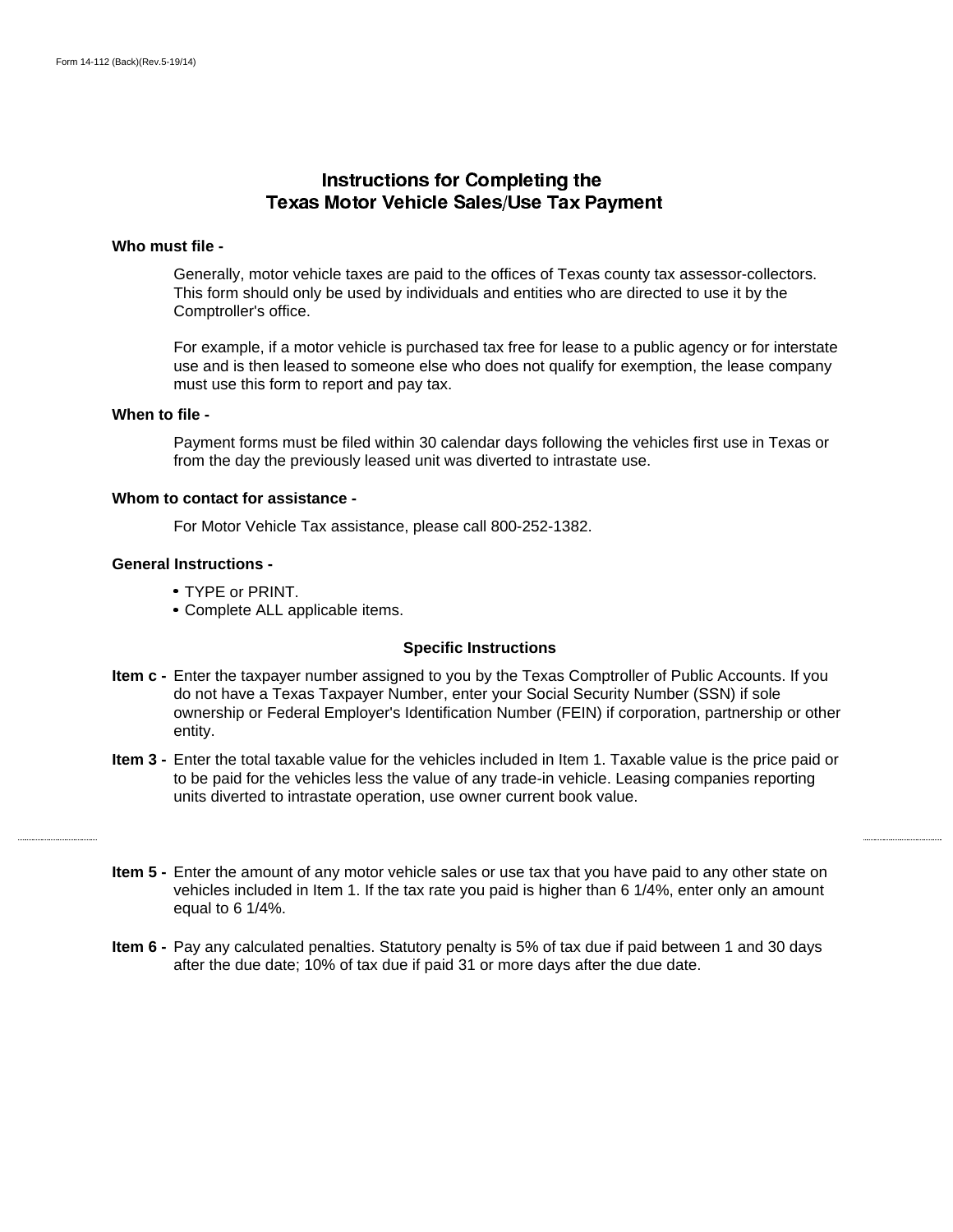## Instructions for Completing the Texas Motor Vehicle Sales/Use Tax Payment

**Who must file -**

Generally, motor vehicle taxes are paid to the offices of Texas county tax assessor-collectors. This form should only be used by individuals and entities who are directed to use it by the Comptroller's office.

For example, if a motor vehicle is purchased tax free for lease to a public agency or for interstate use and is then leased to someone else who does not qualify for exemption, the lease company must use this form to report and pay tax.

**When to file -**

Payment forms must be filed within 30 calendar days following the vehicles first use in Texas or from the day the previously leased unit was diverted to intrastate use.

**Whom to contact for assistance -**

For Motor Vehicle Tax assistance, please call 800-252-1382.

**General Instructions -**

- TYPE or PRINT.
- Complete ALL applicable items.

**Specific Instructions**

**Item c -** Enter the taxpayer number assigned to you by the Texas Comptroller of Public Accounts. If you do not have a Texas Taxpayer Number, enter your Social Security Number (SSN) if sole ownership or Federal Employer's Identification Number (FEIN) if corporation, partnership or other entity.

**Item 3 -** Enter the total taxable value for the vehicles included in Item 1. Taxable value is the price paid or to be paid for the vehicles less the value of any trade-in vehicle. Leasing companies reporting units diverted to intrastate operation, use owner current book value.

**Item 5 -** Enter the amount of any motor vehicle sales or use tax that you have paid to any other state on vehicles included in Item 1. If the tax rate you paid is higher than 6 1/4%, enter only an amount equal to 6 1/4%.

**Item 6 -** Pay any calculated penalties. Statutory penalty is 5% of tax due if paid between 1 and 30 days after the due date; 10% of tax due if paid 31 or more days after the due date.